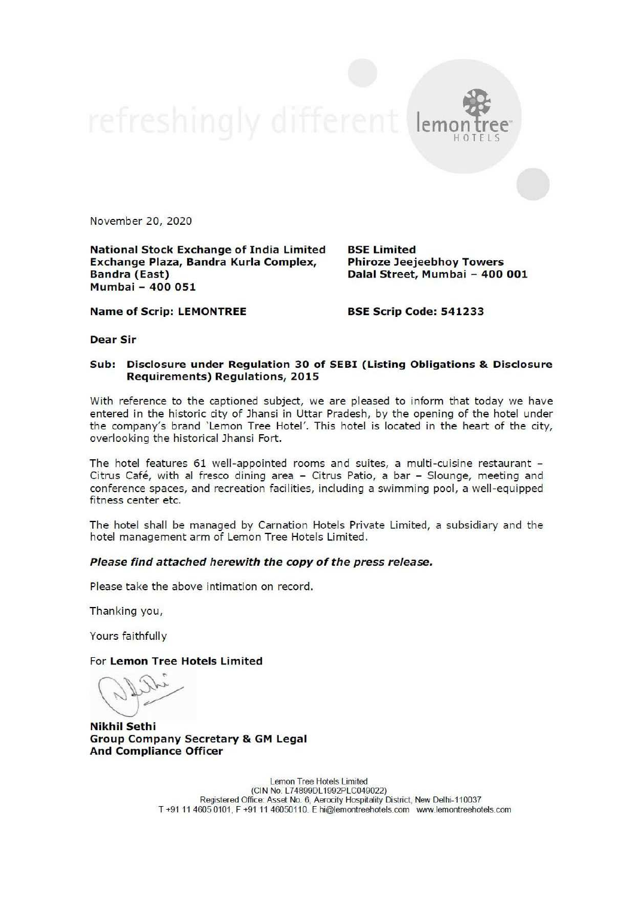November 20, 2020

**National Stock Exchange of India Limited**
**Exchange Plaza, Bandra Kurla Complex,**
**Bandra (East)**
**Mumbai – 400 051**

**BSE Limited**
**Phiroze Jeejeebhoy Towers**
**Dalal Street, Mumbai – 400 001**

**Name of Scrip: LEMONTREE**

**BSE Scrip Code: 541233**

**Dear Sir**

**Sub: Disclosure under Regulation 30 of SEBI (Listing Obligations & Disclosure Requirements) Regulations, 2015**

With reference to the captioned subject, we are pleased to inform that today we have entered in the historic city of Jhansi in Uttar Pradesh, by the opening of the hotel under the company's brand 'Lemon Tree Hotel'. This hotel is located in the heart of the city, overlooking the historical Jhansi Fort.

The hotel features 61 well-appointed rooms and suites, a multi-cuisine restaurant – Citrus Café, with al fresco dining area – Citrus Patio, a bar – Slounge, meeting and conference spaces, and recreation facilities, including a swimming pool, a well-equipped fitness center etc.

The hotel shall be managed by Carnation Hotels Private Limited, a subsidiary and the hotel management arm of Lemon Tree Hotels Limited.

***Please find attached herewith the copy of the press release.***

Please take the above intimation on record.

Thanking you,

Yours faithfully

For **Lemon Tree Hotels Limited**

**Nikhil Sethi**
**Group Company Secretary & GM Legal**
**And Compliance Officer**

Lemon Tree Hotels Limited
(CIN No. L74899DL1992PLC049022)
Registered Office: Asset No. 6, Aerocity Hospitality District, New Delhi-110037
T +91 11 4605 0101, F +91 11 46050110. E hi@lemontreehotels.com www.lemontreehotels.com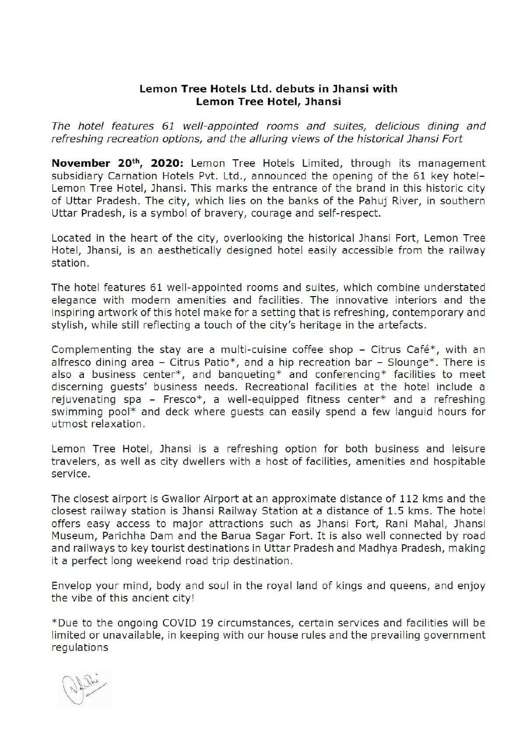**Lemon Tree Hotels Ltd. debuts in Jhansi with Lemon Tree Hotel, Jhansi**

*The hotel features 61 well-appointed rooms and suites, delicious dining and refreshing recreation options, and the alluring views of the historical Jhansi Fort*

**November 20th, 2020:** Lemon Tree Hotels Limited, through its management subsidiary Carnation Hotels Pvt. Ltd., announced the opening of the 61 key hotel– Lemon Tree Hotel, Jhansi. This marks the entrance of the brand in this historic city of Uttar Pradesh. The city, which lies on the banks of the Pahuj River, in southern Uttar Pradesh, is a symbol of bravery, courage and self-respect.

Located in the heart of the city, overlooking the historical Jhansi Fort, Lemon Tree Hotel, Jhansi, is an aesthetically designed hotel easily accessible from the railway station.

The hotel features 61 well-appointed rooms and suites, which combine understated elegance with modern amenities and facilities. The innovative interiors and the inspiring artwork of this hotel make for a setting that is refreshing, contemporary and stylish, while still reflecting a touch of the city's heritage in the artefacts.

Complementing the stay are a multi-cuisine coffee shop – Citrus Café*, with an alfresco dining area – Citrus Patio*, and a hip recreation bar – Slounge*. There is also a business center*, and banqueting* and conferencing* facilities to meet discerning guests' business needs. Recreational facilities at the hotel include a rejuvenating spa – Fresco*, a well-equipped fitness center* and a refreshing swimming pool* and deck where guests can easily spend a few languid hours for utmost relaxation.

Lemon Tree Hotel, Jhansi is a refreshing option for both business and leisure travelers, as well as city dwellers with a host of facilities, amenities and hospitable service.

The closest airport is Gwalior Airport at an approximate distance of 112 kms and the closest railway station is Jhansi Railway Station at a distance of 1.5 kms. The hotel offers easy access to major attractions such as Jhansi Fort, Rani Mahal, Jhansi Museum, Parichha Dam and the Barua Sagar Fort. It is also well connected by road and railways to key tourist destinations in Uttar Pradesh and Madhya Pradesh, making it a perfect long weekend road trip destination.

Envelop your mind, body and soul in the royal land of kings and queens, and enjoy the vibe of this ancient city!

*Due to the ongoing COVID 19 circumstances, certain services and facilities will be limited or unavailable, in keeping with our house rules and the prevailing government regulations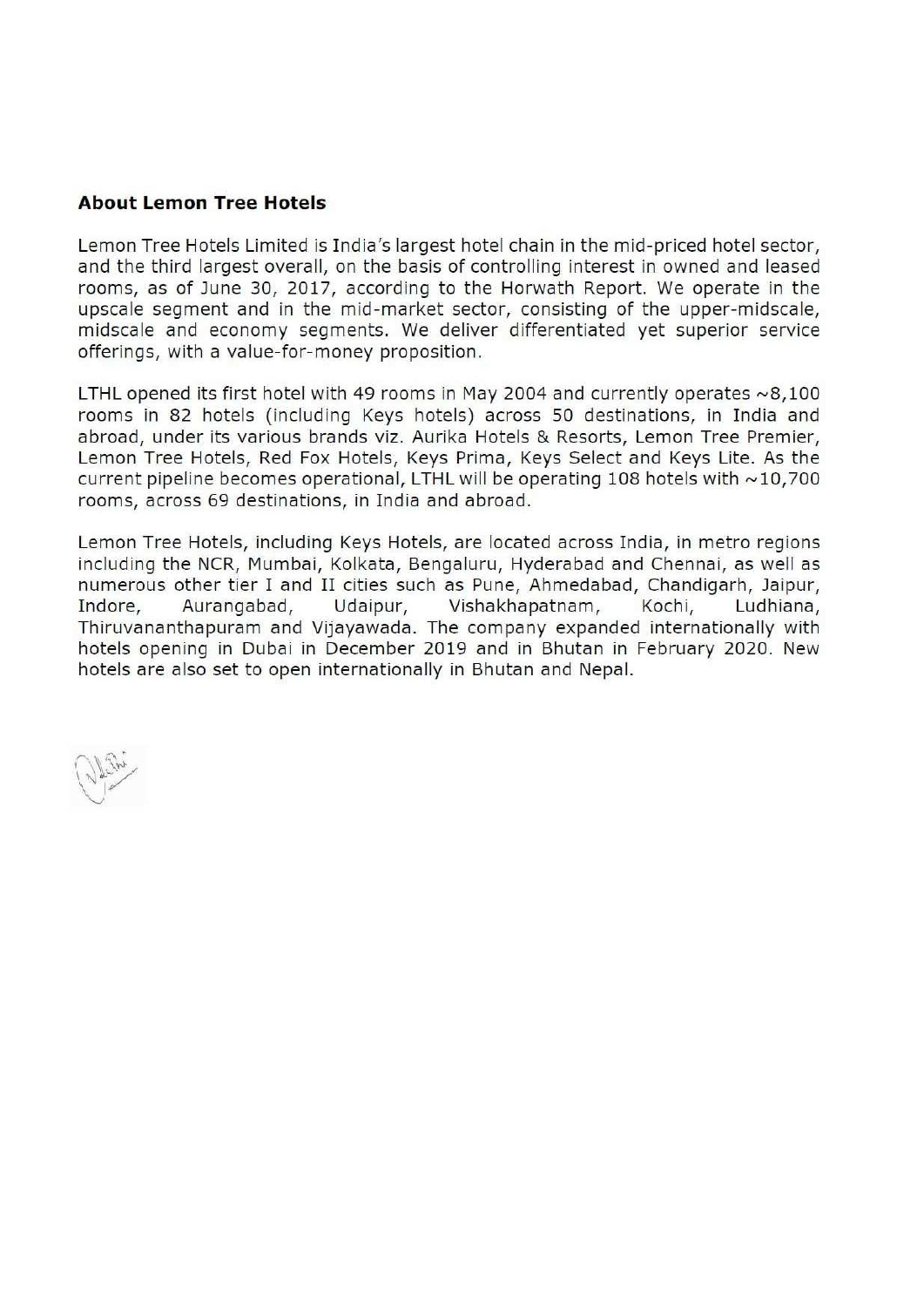**About Lemon Tree Hotels**

Lemon Tree Hotels Limited is India's largest hotel chain in the mid-priced hotel sector, and the third largest overall, on the basis of controlling interest in owned and leased rooms, as of June 30, 2017, according to the Horwath Report. We operate in the upscale segment and in the mid-market sector, consisting of the upper-midscale, midscale and economy segments. We deliver differentiated yet superior service offerings, with a value-for-money proposition.

LTHL opened its first hotel with 49 rooms in May 2004 and currently operates ~8,100 rooms in 82 hotels (including Keys hotels) across 50 destinations, in India and abroad, under its various brands viz. Aurika Hotels & Resorts, Lemon Tree Premier, Lemon Tree Hotels, Red Fox Hotels, Keys Prima, Keys Select and Keys Lite. As the current pipeline becomes operational, LTHL will be operating 108 hotels with ~10,700 rooms, across 69 destinations, in India and abroad.

Lemon Tree Hotels, including Keys Hotels, are located across India, in metro regions including the NCR, Mumbai, Kolkata, Bengaluru, Hyderabad and Chennai, as well as numerous other tier I and II cities such as Pune, Ahmedabad, Chandigarh, Jaipur, Indore, Aurangabad, Udaipur, Vishakhapatnam, Kochi, Ludhiana, Thiruvananthapuram and Vijayawada. The company expanded internationally with hotels opening in Dubai in December 2019 and in Bhutan in February 2020. New hotels are also set to open internationally in Bhutan and Nepal.